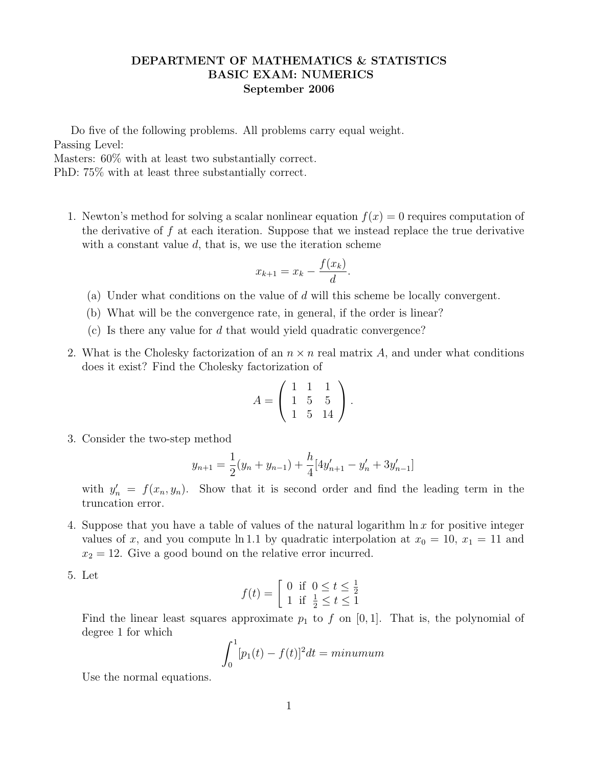**DEPARTMENT OF MATHEMATICS & STATISTICS**
**BASIC EXAM: NUMERICS**
**September 2006**

Do five of the following problems. All problems carry equal weight.
Passing Level:
Masters: 60% with at least two substantially correct.
PhD: 75% with at least three substantially correct.

1. Newton's method for solving a scalar nonlinear equation $f(x) = 0$ requires computation of the derivative of $f$ at each iteration. Suppose that we instead replace the true derivative with a constant value $d$, that is, we use the iteration scheme

   $$x_{k+1} = x_k - \frac{f(x_k)}{d}.$$

   (a) Under what conditions on the value of $d$ will this scheme be locally convergent.

   (b) What will be the convergence rate, in general, if the order is linear?

   (c) Is there any value for $d$ that would yield quadratic convergence?

2. What is the Cholesky factorization of an $n \times n$ real matrix $A$, and under what conditions does it exist? Find the Cholesky factorization of

   $$A = \begin{pmatrix} 1 & 1 & 1 \\ 1 & 5 & 5 \\ 1 & 5 & 14 \end{pmatrix}.$$

3. Consider the two-step method

   $$y_{n+1} = \frac{1}{2}(y_n + y_{n-1}) + \frac{h}{4}[4y'_{n+1} - y'_n + 3y'_{n-1}]$$

   with $y'_n = f(x_n, y_n)$. Show that it is second order and find the leading term in the truncation error.

4. Suppose that you have a table of values of the natural logarithm $\ln x$ for positive integer values of $x$, and you compute $\ln 1.1$ by quadratic interpolation at $x_0 = 10$, $x_1 = 11$ and $x_2 = 12$. Give a good bound on the relative error incurred.

5. Let

   $$f(t) = \left[ \begin{array}{ll} 0 & \text{if } 0 \le t \le \frac{1}{2} \\ 1 & \text{if } \frac{1}{2} \le t \le 1 \end{array} \right.$$

   Find the linear least squares approximate $p_1$ to $f$ on $[0, 1]$. That is, the polynomial of degree 1 for which

   $$\int_0^1 [p_1(t) - f(t)]^2 dt = minumum$$

   Use the normal equations.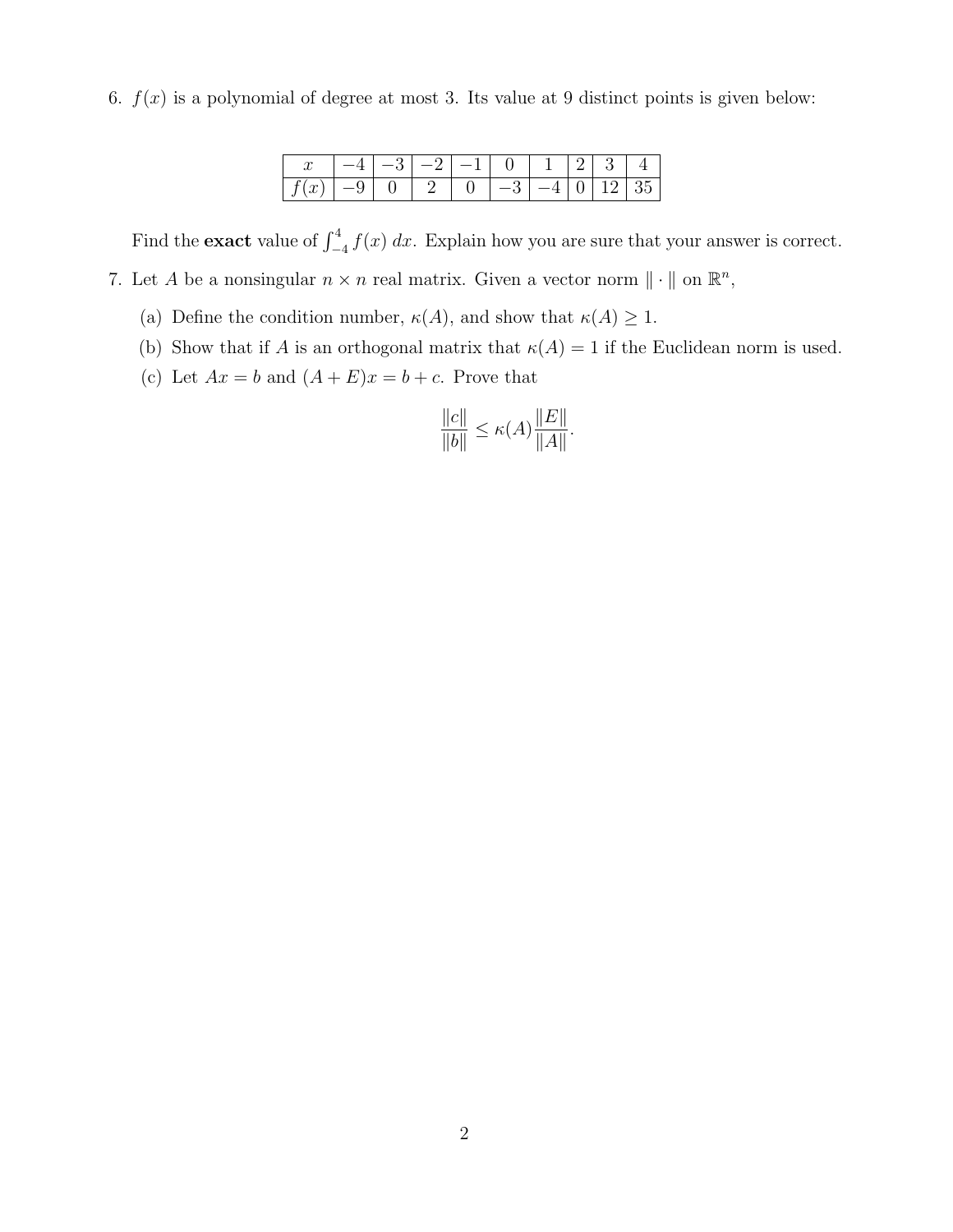6. $f(x)$ is a polynomial of degree at most 3. Its value at 9 distinct points is given below:

| $x$ | $-4$ | $-3$ | $-2$ | $-1$ | $0$ | $1$ | $2$ | $3$ | $4$ |
|---|---|---|---|---|---|---|---|---|---|
| $f(x)$ | $-9$ | $0$ | $2$ | $0$ | $-3$ | $-4$ | $0$ | $12$ | $35$ |

Find the **exact** value of $\int_{-4}^{4} f(x)\,dx$. Explain how you are sure that your answer is correct.

7. Let $A$ be a nonsingular $n \times n$ real matrix. Given a vector norm $\|\cdot\|$ on $\mathbb{R}^n$,

   (a) Define the condition number, $\kappa(A)$, and show that $\kappa(A) \geq 1$.

   (b) Show that if $A$ is an orthogonal matrix that $\kappa(A) = 1$ if the Euclidean norm is used.

   (c) Let $Ax = b$ and $(A + E)x = b + c$. Prove that

$$\frac{\|c\|}{\|b\|} \leq \kappa(A) \frac{\|E\|}{\|A\|}.$$